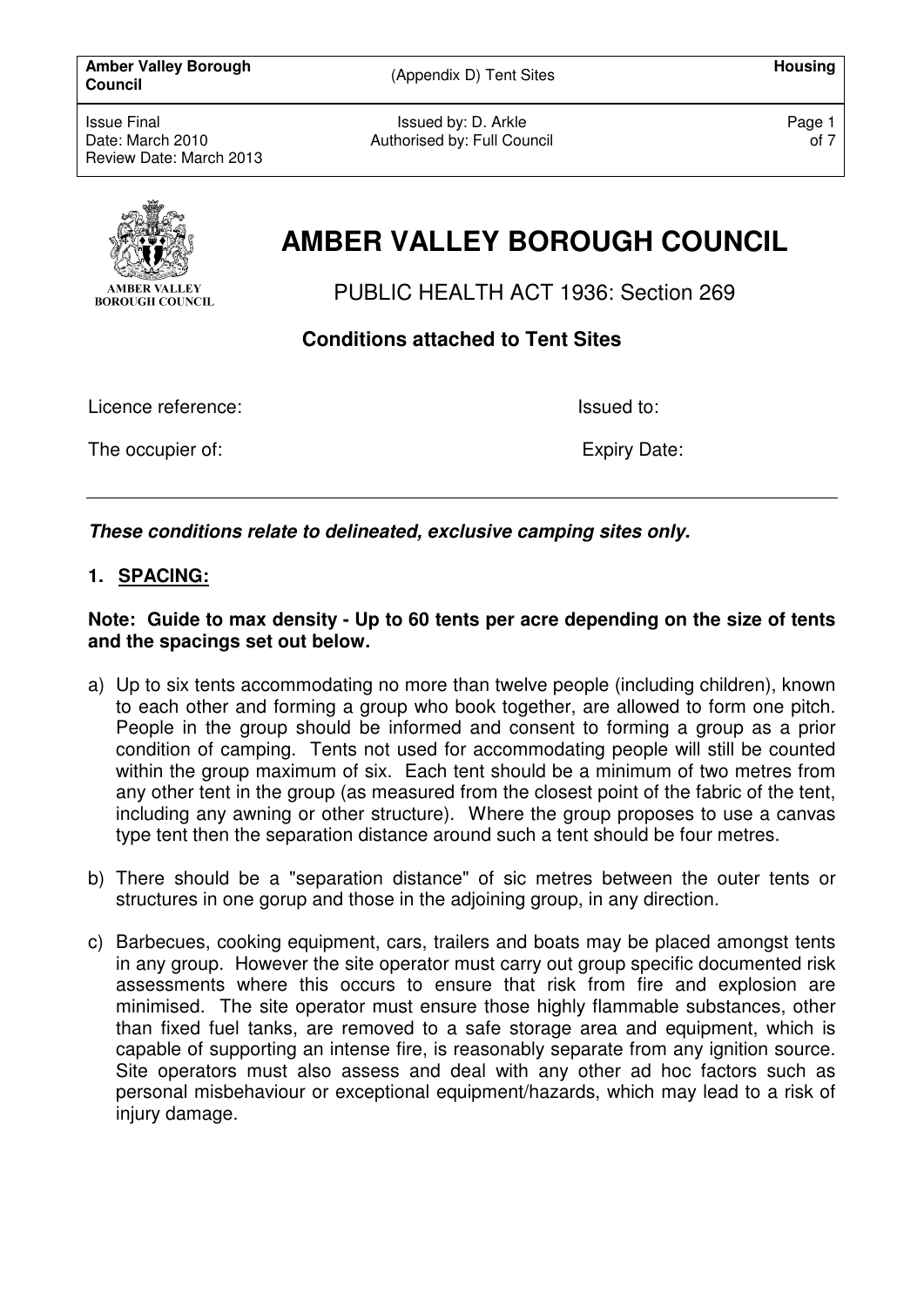# AMBER VALLEY BOROUGH COUNCIL

PUBLIC HEALTH ACT 1936: Section 269

## Conditions attached to Tent Sites

Licence reference: Issued to:

The occupier of: Expiry Date:

---

***These conditions relate to delineated, exclusive camping sites only.***

### 1. SPACING:

**Note: Guide to max density - Up to 60 tents per acre depending on the size of tents and the spacings set out below.**

a) Up to six tents accommodating no more than twelve people (including children), known to each other and forming a group who book together, are allowed to form one pitch. People in the group should be informed and consent to forming a group as a prior condition of camping. Tents not used for accommodating people will still be counted within the group maximum of six. Each tent should be a minimum of two metres from any other tent in the group (as measured from the closest point of the fabric of the tent, including any awning or other structure). Where the group proposes to use a canvas type tent then the separation distance around such a tent should be four metres.

b) There should be a "separation distance" of sic metres between the outer tents or structures in one gorup and those in the adjoining group, in any direction.

c) Barbecues, cooking equipment, cars, trailers and boats may be placed amongst tents in any group. However the site operator must carry out group specific documented risk assessments where this occurs to ensure that risk from fire and explosion are minimised. The site operator must ensure those highly flammable substances, other than fixed fuel tanks, are removed to a safe storage area and equipment, which is capable of supporting an intense fire, is reasonably separate from any ignition source. Site operators must also assess and deal with any other ad hoc factors such as personal misbehaviour or exceptional equipment/hazards, which may lead to a risk of injury damage.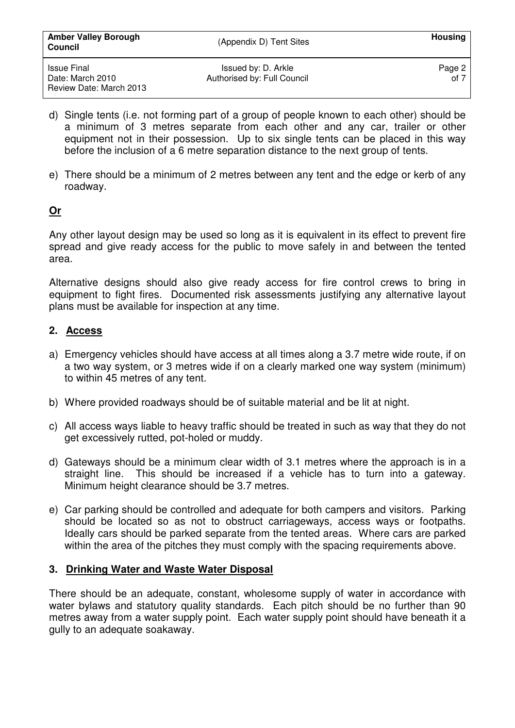d) Single tents (i.e. not forming part of a group of people known to each other) should be a minimum of 3 metres separate from each other and any car, trailer or other equipment not in their possession. Up to six single tents can be placed in this way before the inclusion of a 6 metre separation distance to the next group of tents.

e) There should be a minimum of 2 metres between any tent and the edge or kerb of any roadway.

**Or**

Any other layout design may be used so long as it is equivalent in its effect to prevent fire spread and give ready access for the public to move safely in and between the tented area.

Alternative designs should also give ready access for fire control crews to bring in equipment to fight fires. Documented risk assessments justifying any alternative layout plans must be available for inspection at any time.

## 2. Access

a) Emergency vehicles should have access at all times along a 3.7 metre wide route, if on a two way system, or 3 metres wide if on a clearly marked one way system (minimum) to within 45 metres of any tent.

b) Where provided roadways should be of suitable material and be lit at night.

c) All access ways liable to heavy traffic should be treated in such as way that they do not get excessively rutted, pot-holed or muddy.

d) Gateways should be a minimum clear width of 3.1 metres where the approach is in a straight line. This should be increased if a vehicle has to turn into a gateway. Minimum height clearance should be 3.7 metres.

e) Car parking should be controlled and adequate for both campers and visitors. Parking should be located so as not to obstruct carriageways, access ways or footpaths. Ideally cars should be parked separate from the tented areas. Where cars are parked within the area of the pitches they must comply with the spacing requirements above.

## 3. Drinking Water and Waste Water Disposal

There should be an adequate, constant, wholesome supply of water in accordance with water bylaws and statutory quality standards. Each pitch should be no further than 90 metres away from a water supply point. Each water supply point should have beneath it a gully to an adequate soakaway.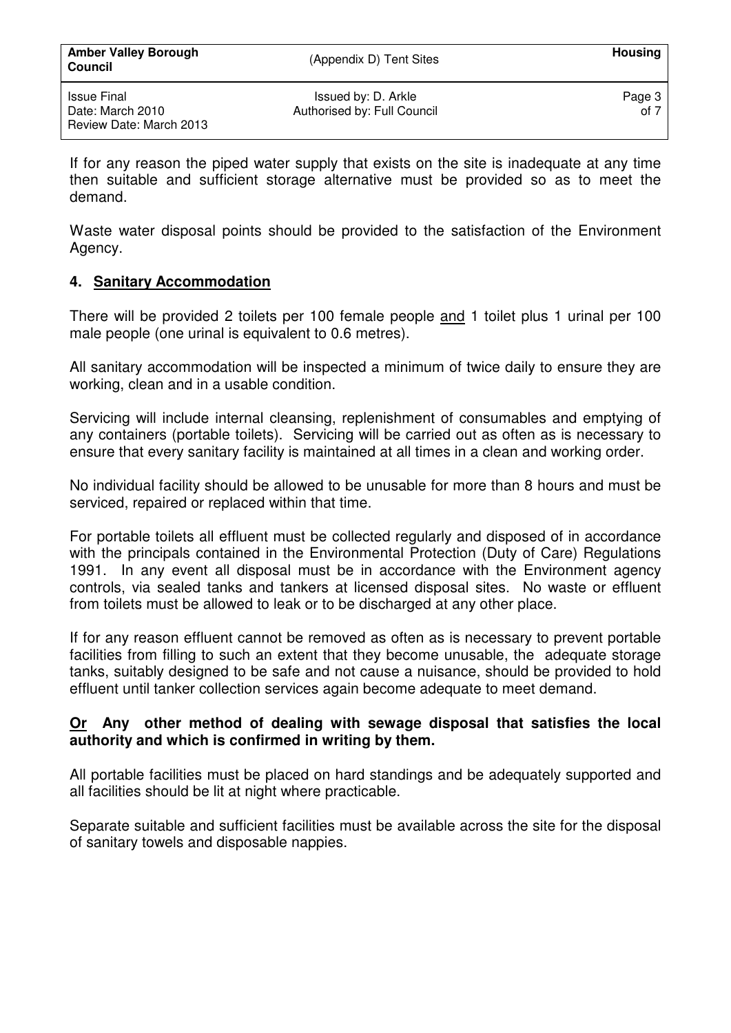If for any reason the piped water supply that exists on the site is inadequate at any time then suitable and sufficient storage alternative must be provided so as to meet the demand.

Waste water disposal points should be provided to the satisfaction of the Environment Agency.

## 4. Sanitary Accommodation

There will be provided 2 toilets per 100 female people and 1 toilet plus 1 urinal per 100 male people (one urinal is equivalent to 0.6 metres).

All sanitary accommodation will be inspected a minimum of twice daily to ensure they are working, clean and in a usable condition.

Servicing will include internal cleansing, replenishment of consumables and emptying of any containers (portable toilets). Servicing will be carried out as often as is necessary to ensure that every sanitary facility is maintained at all times in a clean and working order.

No individual facility should be allowed to be unusable for more than 8 hours and must be serviced, repaired or replaced within that time.

For portable toilets all effluent must be collected regularly and disposed of in accordance with the principals contained in the Environmental Protection (Duty of Care) Regulations 1991. In any event all disposal must be in accordance with the Environment agency controls, via sealed tanks and tankers at licensed disposal sites. No waste or effluent from toilets must be allowed to leak or to be discharged at any other place.

If for any reason effluent cannot be removed as often as is necessary to prevent portable facilities from filling to such an extent that they become unusable, the adequate storage tanks, suitably designed to be safe and not cause a nuisance, should be provided to hold effluent until tanker collection services again become adequate to meet demand.

**Or Any other method of dealing with sewage disposal that satisfies the local authority and which is confirmed in writing by them.**

All portable facilities must be placed on hard standings and be adequately supported and all facilities should be lit at night where practicable.

Separate suitable and sufficient facilities must be available across the site for the disposal of sanitary towels and disposable nappies.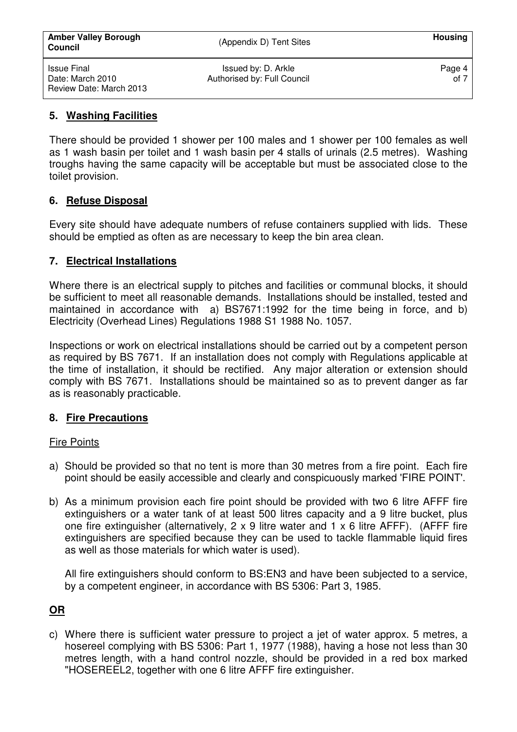## 5. Washing Facilities

There should be provided 1 shower per 100 males and 1 shower per 100 females as well as 1 wash basin per toilet and 1 wash basin per 4 stalls of urinals (2.5 metres). Washing troughs having the same capacity will be acceptable but must be associated close to the toilet provision.

## 6. Refuse Disposal

Every site should have adequate numbers of refuse containers supplied with lids. These should be emptied as often as are necessary to keep the bin area clean.

## 7. Electrical Installations

Where there is an electrical supply to pitches and facilities or communal blocks, it should be sufficient to meet all reasonable demands. Installations should be installed, tested and maintained in accordance with a) BS7671:1992 for the time being in force, and b) Electricity (Overhead Lines) Regulations 1988 S1 1988 No. 1057.

Inspections or work on electrical installations should be carried out by a competent person as required by BS 7671. If an installation does not comply with Regulations applicable at the time of installation, it should be rectified. Any major alteration or extension should comply with BS 7671. Installations should be maintained so as to prevent danger as far as is reasonably practicable.

## 8. Fire Precautions

Fire Points

a) Should be provided so that no tent is more than 30 metres from a fire point. Each fire point should be easily accessible and clearly and conspicuously marked 'FIRE POINT'.

b) As a minimum provision each fire point should be provided with two 6 litre AFFF fire extinguishers or a water tank of at least 500 litres capacity and a 9 litre bucket, plus one fire extinguisher (alternatively, 2 x 9 litre water and 1 x 6 litre AFFF). (AFFF fire extinguishers are specified because they can be used to tackle flammable liquid fires as well as those materials for which water is used).

   All fire extinguishers should conform to BS:EN3 and have been subjected to a service, by a competent engineer, in accordance with BS 5306: Part 3, 1985.

**OR**

c) Where there is sufficient water pressure to project a jet of water approx. 5 metres, a hosereel complying with BS 5306: Part 1, 1977 (1988), having a hose not less than 30 metres length, with a hand control nozzle, should be provided in a red box marked "HOSEREEL2, together with one 6 litre AFFF fire extinguisher.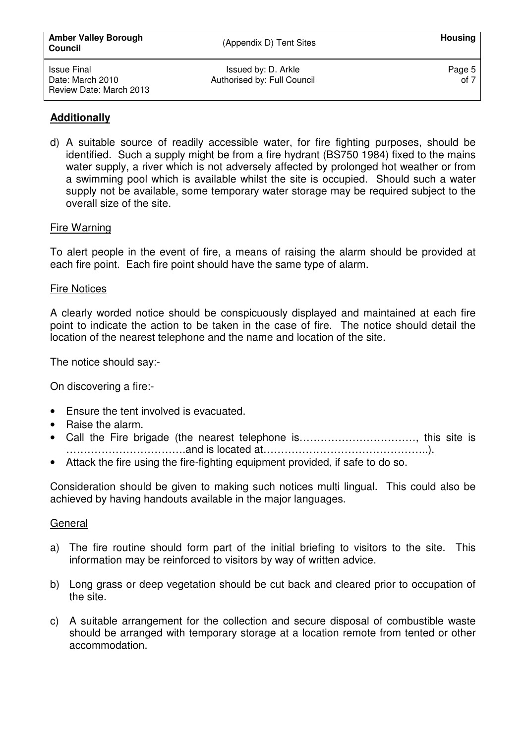**Additionally**

d) A suitable source of readily accessible water, for fire fighting purposes, should be identified. Such a supply might be from a fire hydrant (BS750 1984) fixed to the mains water supply, a river which is not adversely affected by prolonged hot weather or from a swimming pool which is available whilst the site is occupied. Should such a water supply not be available, some temporary water storage may be required subject to the overall size of the site.

Fire Warning

To alert people in the event of fire, a means of raising the alarm should be provided at each fire point. Each fire point should have the same type of alarm.

Fire Notices

A clearly worded notice should be conspicuously displayed and maintained at each fire point to indicate the action to be taken in the case of fire. The notice should detail the location of the nearest telephone and the name and location of the site.

The notice should say:-

On discovering a fire:-

- Ensure the tent involved is evacuated.
- Raise the alarm.
- Call the Fire brigade (the nearest telephone is……………………………, this site is …………………………….and is located at………………………………………..).
- Attack the fire using the fire-fighting equipment provided, if safe to do so.

Consideration should be given to making such notices multi lingual. This could also be achieved by having handouts available in the major languages.

General

a) The fire routine should form part of the initial briefing to visitors to the site. This information may be reinforced to visitors by way of written advice.

b) Long grass or deep vegetation should be cut back and cleared prior to occupation of the site.

c) A suitable arrangement for the collection and secure disposal of combustible waste should be arranged with temporary storage at a location remote from tented or other accommodation.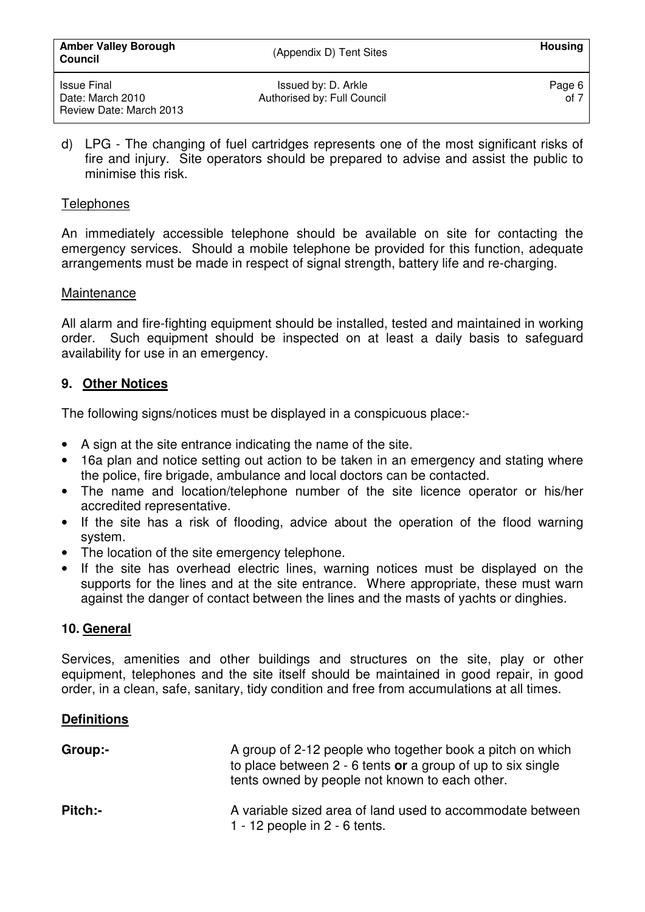d) LPG - The changing of fuel cartridges represents one of the most significant risks of fire and injury. Site operators should be prepared to advise and assist the public to minimise this risk.

Telephones

An immediately accessible telephone should be available on site for contacting the emergency services. Should a mobile telephone be provided for this function, adequate arrangements must be made in respect of signal strength, battery life and re-charging.

Maintenance

All alarm and fire-fighting equipment should be installed, tested and maintained in working order. Such equipment should be inspected on at least a daily basis to safeguard availability for use in an emergency.

## 9. Other Notices

The following signs/notices must be displayed in a conspicuous place:-

- A sign at the site entrance indicating the name of the site.
- 16a plan and notice setting out action to be taken in an emergency and stating where the police, fire brigade, ambulance and local doctors can be contacted.
- The name and location/telephone number of the site licence operator or his/her accredited representative.
- If the site has a risk of flooding, advice about the operation of the flood warning system.
- The location of the site emergency telephone.
- If the site has overhead electric lines, warning notices must be displayed on the supports for the lines and at the site entrance. Where appropriate, these must warn against the danger of contact between the lines and the masts of yachts or dinghies.

## 10. General

Services, amenities and other buildings and structures on the site, play or other equipment, telephones and the site itself should be maintained in good repair, in good order, in a clean, safe, sanitary, tidy condition and free from accumulations at all times.

## Definitions

**Group:-** A group of 2-12 people who together book a pitch on which to place between 2 - 6 tents **or** a group of up to six single tents owned by people not known to each other.

**Pitch:-** A variable sized area of land used to accommodate between 1 - 12 people in 2 - 6 tents.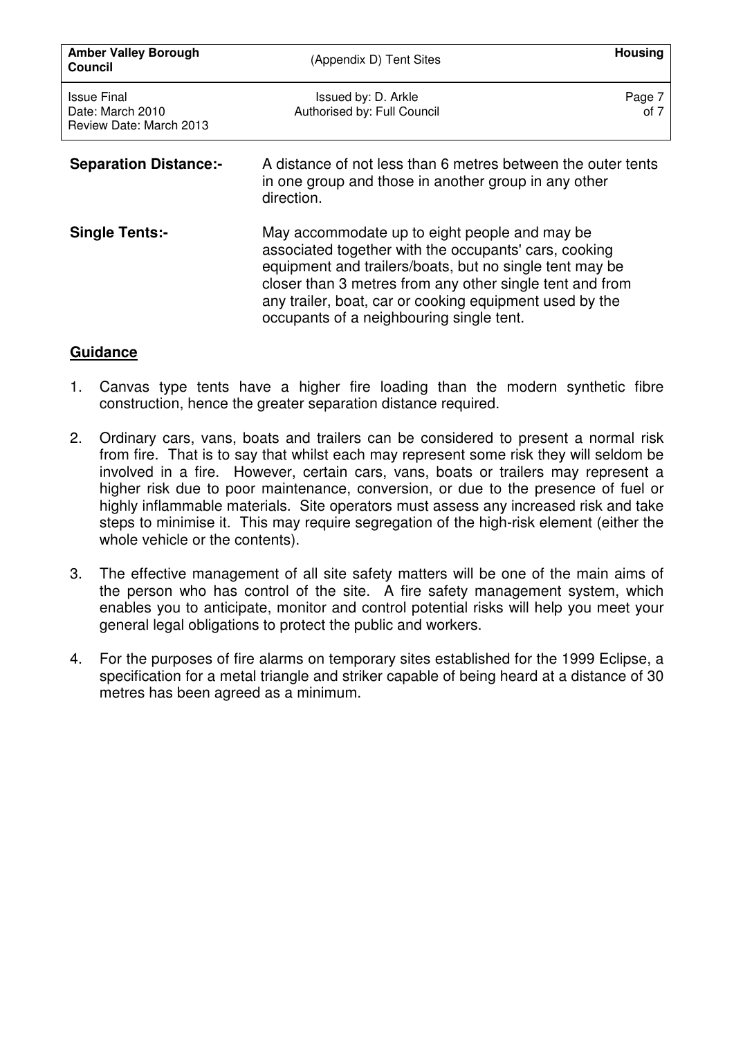**Separation Distance:-** A distance of not less than 6 metres between the outer tents in one group and those in another group in any other direction.

**Single Tents:-** May accommodate up to eight people and may be associated together with the occupants' cars, cooking equipment and trailers/boats, but no single tent may be closer than 3 metres from any other single tent and from any trailer, boat, car or cooking equipment used by the occupants of a neighbouring single tent.

## Guidance

1. Canvas type tents have a higher fire loading than the modern synthetic fibre construction, hence the greater separation distance required.

2. Ordinary cars, vans, boats and trailers can be considered to present a normal risk from fire. That is to say that whilst each may represent some risk they will seldom be involved in a fire. However, certain cars, vans, boats or trailers may represent a higher risk due to poor maintenance, conversion, or due to the presence of fuel or highly inflammable materials. Site operators must assess any increased risk and take steps to minimise it. This may require segregation of the high-risk element (either the whole vehicle or the contents).

3. The effective management of all site safety matters will be one of the main aims of the person who has control of the site. A fire safety management system, which enables you to anticipate, monitor and control potential risks will help you meet your general legal obligations to protect the public and workers.

4. For the purposes of fire alarms on temporary sites established for the 1999 Eclipse, a specification for a metal triangle and striker capable of being heard at a distance of 30 metres has been agreed as a minimum.